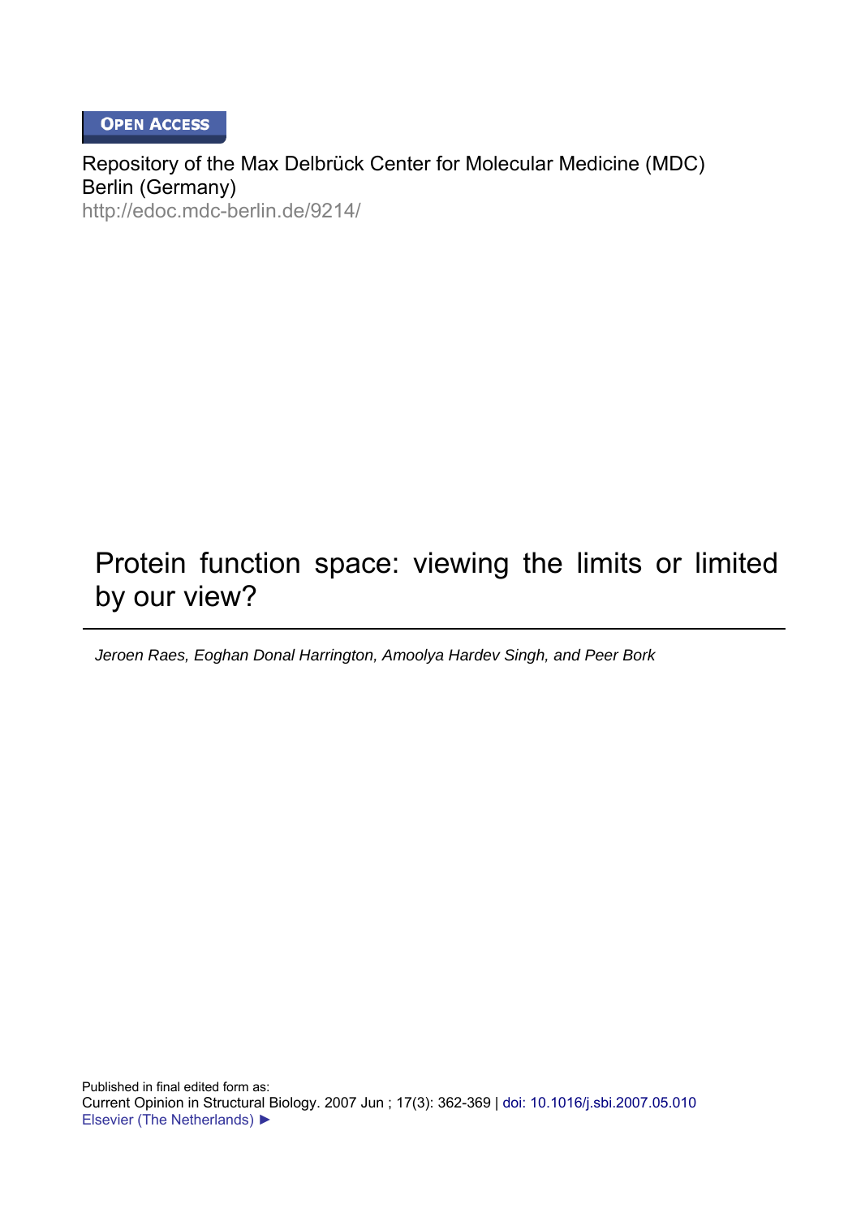**OPEN ACCESS**

Repository of the Max Delbrück Center for Molecular Medicine (MDC)
Berlin (Germany)
http://edoc.mdc-berlin.de/9214/

# Protein function space: viewing the limits or limited by our view?

*Jeroen Raes, Eoghan Donal Harrington, Amoolya Hardev Singh, and Peer Bork*

Published in final edited form as:
Current Opinion in Structural Biology. 2007 Jun ; 17(3): 362-369 | doi: 10.1016/j.sbi.2007.05.010
Elsevier (The Netherlands) ►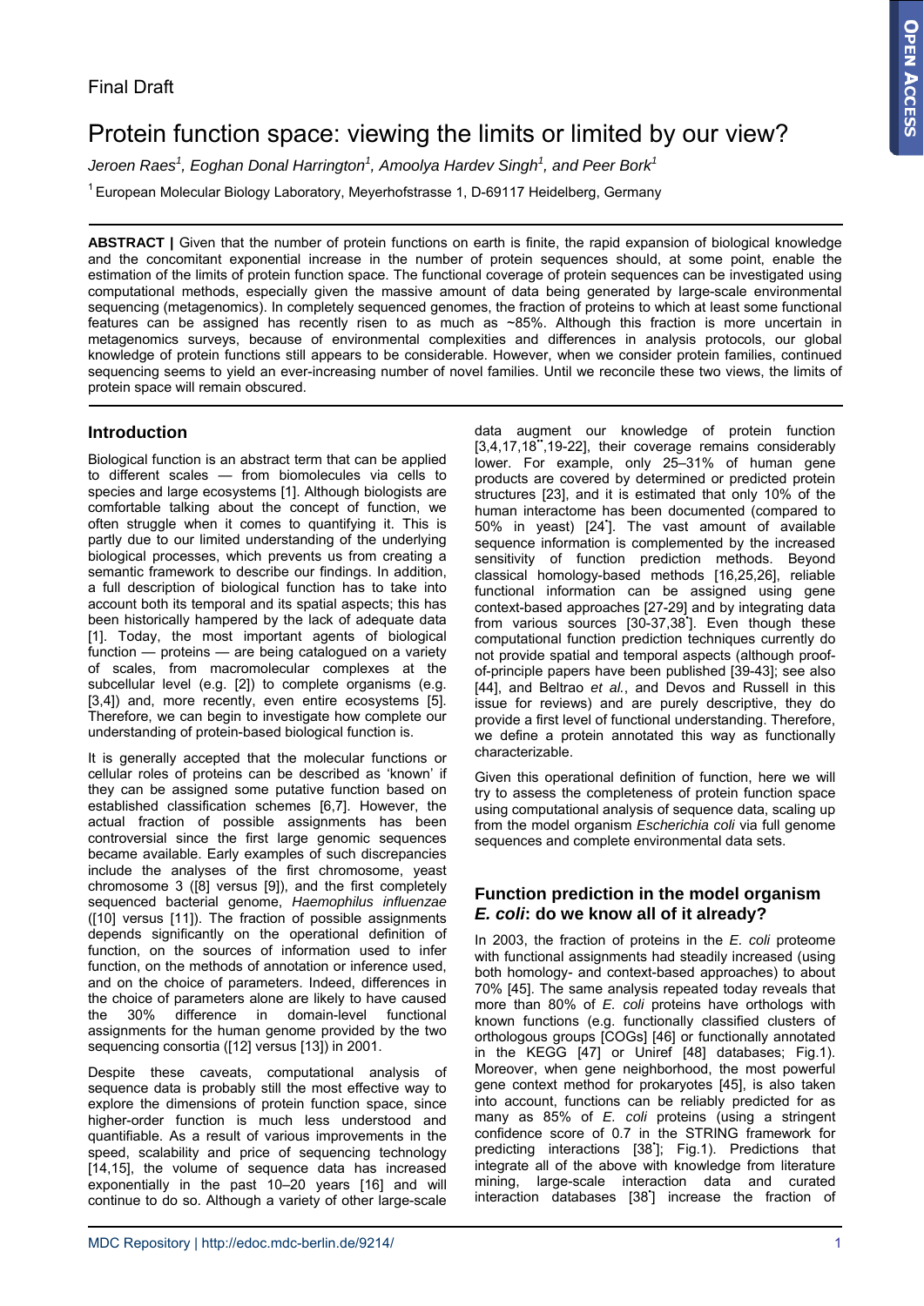Final Draft

# Protein function space: viewing the limits or limited by our view?

*Jeroen Raes[1], Eoghan Donal Harrington[1], Amoolya Hardev Singh[1], and Peer Bork[1]*

[1] European Molecular Biology Laboratory, Meyerhofstrasse 1, D-69117 Heidelberg, Germany

**ABSTRACT |** Given that the number of protein functions on earth is finite, the rapid expansion of biological knowledge and the concomitant exponential increase in the number of protein sequences should, at some point, enable the estimation of the limits of protein function space. The functional coverage of protein sequences can be investigated using computational methods, especially given the massive amount of data being generated by large-scale environmental sequencing (metagenomics). In completely sequenced genomes, the fraction of proteins to which at least some functional features can be assigned has recently risen to as much as ~85%. Although this fraction is more uncertain in metagenomics surveys, because of environmental complexities and differences in analysis protocols, our global knowledge of protein functions still appears to be considerable. However, when we consider protein families, continued sequencing seems to yield an ever-increasing number of novel families. Until we reconcile these two views, the limits of protein space will remain obscured.

## Introduction

Biological function is an abstract term that can be applied to different scales — from biomolecules via cells to species and large ecosystems [1]. Although biologists are comfortable talking about the concept of function, we often struggle when it comes to quantifying it. This is partly due to our limited understanding of the underlying biological processes, which prevents us from creating a semantic framework to describe our findings. In addition, a full description of biological function has to take into account both its temporal and its spatial aspects; this has been historically hampered by the lack of adequate data [1]. Today, the most important agents of biological function — proteins — are being catalogued on a variety of scales, from macromolecular complexes at the subcellular level (e.g. [2]) to complete organisms (e.g. [3,4]) and, more recently, even entire ecosystems [5]. Therefore, we can begin to investigate how complete our understanding of protein-based biological function is.

It is generally accepted that the molecular functions or cellular roles of proteins can be described as 'known' if they can be assigned some putative function based on established classification schemes [6,7]. However, the actual fraction of possible assignments has been controversial since the first large genomic sequences became available. Early examples of such discrepancies include the analyses of the first chromosome, yeast chromosome 3 ([8] versus [9]), and the first completely sequenced bacterial genome, *Haemophilus influenzae* ([10] versus [11]). The fraction of possible assignments depends significantly on the operational definition of function, on the sources of information used to infer function, on the methods of annotation or inference used, and on the choice of parameters. Indeed, differences in the choice of parameters alone are likely to have caused the 30% difference in domain-level functional assignments for the human genome provided by the two sequencing consortia ([12] versus [13]) in 2001.

Despite these caveats, computational analysis of sequence data is probably still the most effective way to explore the dimensions of protein function space, since higher-order function is much less understood and quantifiable. As a result of various improvements in the speed, scalability and price of sequencing technology [14,15], the volume of sequence data has increased exponentially in the past 10–20 years [16] and will continue to do so. Although a variety of other large-scale data augment our knowledge of protein function [3,4,17,18**,19-22], their coverage remains considerably lower. For example, only 25–31% of human gene products are covered by determined or predicted protein structures [23], and it is estimated that only 10% of the human interactome has been documented (compared to 50% in yeast) [24*]. The vast amount of available sequence information is complemented by the increased sensitivity of function prediction methods. Beyond classical homology-based methods [16,25,26], reliable functional information can be assigned using gene context-based approaches [27-29] and by integrating data from various sources [30-37,38*]. Even though these computational function prediction techniques currently do not provide spatial and temporal aspects (although proof-of-principle papers have been published [39-43]; see also [44], and Beltrao *et al.*, and Devos and Russell in this issue for reviews) and are purely descriptive, they do provide a first level of functional understanding. Therefore, we define a protein annotated this way as functionally characterizable.

Given this operational definition of function, here we will try to assess the completeness of protein function space using computational analysis of sequence data, scaling up from the model organism *Escherichia coli* via full genome sequences and complete environmental data sets.

## Function prediction in the model organism *E. coli*: do we know all of it already?

In 2003, the fraction of proteins in the *E. coli* proteome with functional assignments had steadily increased (using both homology- and context-based approaches) to about 70% [45]. The same analysis repeated today reveals that more than 80% of *E. coli* proteins have orthologs with known functions (e.g. functionally classified clusters of orthologous groups [COGs] [46] or functionally annotated in the KEGG [47] or Uniref [48] databases; Fig.1). Moreover, when gene neighborhood, the most powerful gene context method for prokaryotes [45], is also taken into account, functions can be reliably predicted for as many as 85% of *E. coli* proteins (using a stringent confidence score of 0.7 in the STRING framework for predicting interactions [38*]; Fig.1). Predictions that integrate all of the above with knowledge from literature mining, large-scale interaction data and curated interaction databases [38*] increase the fraction of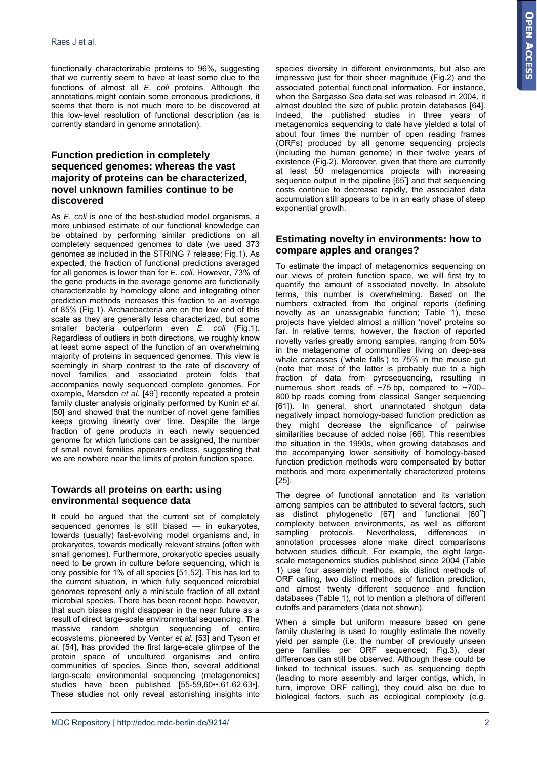functionally characterizable proteins to 96%, suggesting that we currently seem to have at least some clue to the functions of almost all *E. coli* proteins. Although the annotations might contain some erroneous predictions, it seems that there is not much more to be discovered at this low-level resolution of functional description (as is currently standard in genome annotation).

## Function prediction in completely sequenced genomes: whereas the vast majority of proteins can be characterized, novel unknown families continue to be discovered

As *E. coli* is one of the best-studied model organisms, a more unbiased estimate of our functional knowledge can be obtained by performing similar predictions on all completely sequenced genomes to date (we used 373 genomes as included in the STRING 7 release; Fig.1). As expected, the fraction of functional predictions averaged for all genomes is lower than for *E. coli*. However, 73% of the gene products in the average genome are functionally characterizable by homology alone and integrating other prediction methods increases this fraction to an average of 85% (Fig.1). Archaebacteria are on the low end of this scale as they are generally less characterized, but some smaller bacteria outperform even *E. coli* (Fig.1). Regardless of outliers in both directions, we roughly know at least some aspect of the function of an overwhelming majority of proteins in sequenced genomes. This view is seemingly in sharp contrast to the rate of discovery of novel families and associated protein folds that accompanies newly sequenced complete genomes. For example, Marsden *et al.* [49•] recently repeated a protein family cluster analysis originally performed by Kunin *et al.* [50] and showed that the number of novel gene families keeps growing linearly over time. Despite the large fraction of gene products in each newly sequenced genome for which functions can be assigned, the number of small novel families appears endless, suggesting that we are nowhere near the limits of protein function space.

## Towards all proteins on earth: using environmental sequence data

It could be argued that the current set of completely sequenced genomes is still biased — in eukaryotes, towards (usually) fast-evolving model organisms and, in prokaryotes, towards medically relevant strains (often with small genomes). Furthermore, prokaryotic species usually need to be grown in culture before sequencing, which is only possible for 1% of all species [51,52]. This has led to the current situation, in which fully sequenced microbial genomes represent only a miniscule fraction of all extant microbial species. There has been recent hope, however, that such biases might disappear in the near future as a result of direct large-scale environmental sequencing. The massive random shotgun sequencing of entire ecosystems, pioneered by Venter *et al.* [53] and Tyson *et al.* [54], has provided the first large-scale glimpse of the protein space of uncultured organisms and entire communities of species. Since then, several additional large-scale environmental sequencing (metagenomics) studies have been published [55-59,60••,61,62,63•]. These studies not only reveal astonishing insights into species diversity in different environments, but also are impressive just for their sheer magnitude (Fig.2) and the associated potential functional information. For instance, when the Sargasso Sea data set was released in 2004, it almost doubled the size of public protein databases [64]. Indeed, the published studies in three years of metagenomics sequencing to date have yielded a total of about four times the number of open reading frames (ORFs) produced by all genome sequencing projects (including the human genome) in their twelve years of existence (Fig.2). Moreover, given that there are currently at least 50 metagenomics projects with increasing sequence output in the pipeline [65•] and that sequencing costs continue to decrease rapidly, the associated data accumulation still appears to be in an early phase of steep exponential growth.

## Estimating novelty in environments: how to compare apples and oranges?

To estimate the impact of metagenomics sequencing on our views of protein function space, we will first try to quantify the amount of associated novelty. In absolute terms, this number is overwhelming. Based on the numbers extracted from the original reports (defining novelty as an unassignable function; Table 1), these projects have yielded almost a million 'novel' proteins so far. In relative terms, however, the fraction of reported novelty varies greatly among samples, ranging from 50% in the metagenome of communities living on deep-sea whale carcasses ('whale falls') to 75% in the mouse gut (note that most of the latter is probably due to a high fraction of data from pyrosequencing, resulting in numerous short reads of ~75 bp, compared to ~700–800 bp reads coming from classical Sanger sequencing [61]). In general, short unannotated shotgun data negatively impact homology-based function prediction as they might decrease the significance of pairwise similarities because of added noise [66]. This resembles the situation in the 1990s, when growing databases and the accompanying lower sensitivity of homology-based function prediction methods were compensated by better methods and more experimentally characterized proteins [25].

The degree of functional annotation and its variation among samples can be attributed to several factors, such as distinct phylogenetic [67] and functional [60••] complexity between environments, as well as different sampling protocols. Nevertheless, differences in annotation processes alone make direct comparisons between studies difficult. For example, the eight large-scale metagenomics studies published since 2004 (Table 1) use four assembly methods, six distinct methods of ORF calling, two distinct methods of function prediction, and almost twenty different sequence and function databases (Table 1), not to mention a plethora of different cutoffs and parameters (data not shown).

When a simple but uniform measure based on gene family clustering is used to roughly estimate the novelty yield per sample (i.e. the number of previously unseen gene families per ORF sequenced; Fig.3), clear differences can still be observed. Although these could be linked to technical issues, such as sequencing depth (leading to more assembly and larger contigs, which, in turn, improve ORF calling), they could also be due to biological factors, such as ecological complexity (e.g.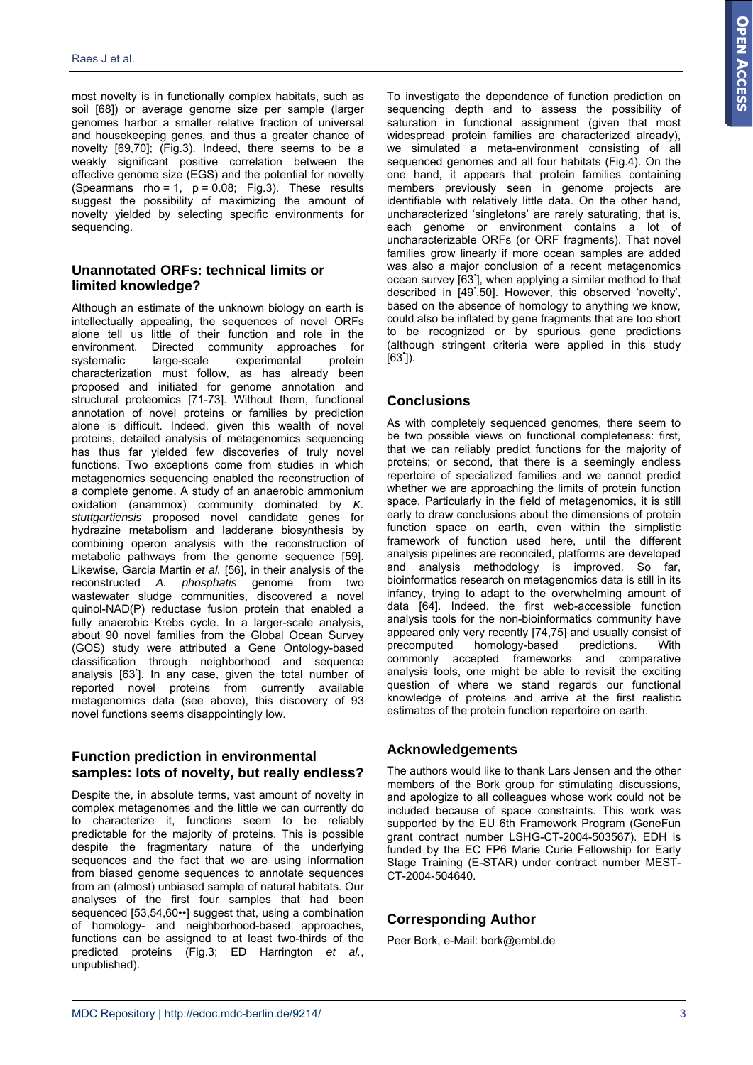most novelty is in functionally complex habitats, such as soil [68]) or average genome size per sample (larger genomes harbor a smaller relative fraction of universal and housekeeping genes, and thus a greater chance of novelty [69,70]; (Fig.3). Indeed, there seems to be a weakly significant positive correlation between the effective genome size (EGS) and the potential for novelty (Spearmans rho = 1, p = 0.08; Fig.3). These results suggest the possibility of maximizing the amount of novelty yielded by selecting specific environments for sequencing.

## Unannotated ORFs: technical limits or limited knowledge?

Although an estimate of the unknown biology on earth is intellectually appealing, the sequences of novel ORFs alone tell us little of their function and role in the environment. Directed community approaches for systematic large-scale experimental protein characterization must follow, as has already been proposed and initiated for genome annotation and structural proteomics [71-73]. Without them, functional annotation of novel proteins or families by prediction alone is difficult. Indeed, given this wealth of novel proteins, detailed analysis of metagenomics sequencing has thus far yielded few discoveries of truly novel functions. Two exceptions come from studies in which metagenomics sequencing enabled the reconstruction of a complete genome. A study of an anaerobic ammonium oxidation (anammox) community dominated by *K. stuttgartiensis* proposed novel candidate genes for hydrazine metabolism and ladderane biosynthesis by combining operon analysis with the reconstruction of metabolic pathways from the genome sequence [59]. Likewise, Garcia Martin *et al.* [56], in their analysis of the reconstructed *A. phosphatis* genome from two wastewater sludge communities, discovered a novel quinol-NAD(P) reductase fusion protein that enabled a fully anaerobic Krebs cycle. In a larger-scale analysis, about 90 novel families from the Global Ocean Survey (GOS) study were attributed a Gene Ontology-based classification through neighborhood and sequence analysis [63•]. In any case, given the total number of reported novel proteins from currently available metagenomics data (see above), this discovery of 93 novel functions seems disappointingly low.

## Function prediction in environmental samples: lots of novelty, but really endless?

Despite the, in absolute terms, vast amount of novelty in complex metagenomes and the little we can currently do to characterize it, functions seem to be reliably predictable for the majority of proteins. This is possible despite the fragmentary nature of the underlying sequences and the fact that we are using information from biased genome sequences to annotate sequences from an (almost) unbiased sample of natural habitats. Our analyses of the first four samples that had been sequenced [53,54,60••] suggest that, using a combination of homology- and neighborhood-based approaches, functions can be assigned to at least two-thirds of the predicted proteins (Fig.3; ED Harrington *et al.*, unpublished).

To investigate the dependence of function prediction on sequencing depth and to assess the possibility of saturation in functional assignment (given that most widespread protein families are characterized already), we simulated a meta-environment consisting of all sequenced genomes and all four habitats (Fig.4). On the one hand, it appears that protein families containing members previously seen in genome projects are identifiable with relatively little data. On the other hand, uncharacterized 'singletons' are rarely saturating, that is, each genome or environment contains a lot of uncharacterizable ORFs (or ORF fragments). That novel families grow linearly if more ocean samples are added was also a major conclusion of a recent metagenomics ocean survey [63•], when applying a similar method to that described in [49•,50]. However, this observed 'novelty', based on the absence of homology to anything we know, could also be inflated by gene fragments that are too short to be recognized or by spurious gene predictions (although stringent criteria were applied in this study [63•]).

## Conclusions

As with completely sequenced genomes, there seem to be two possible views on functional completeness: first, that we can reliably predict functions for the majority of proteins; or second, that there is a seemingly endless repertoire of specialized families and we cannot predict whether we are approaching the limits of protein function space. Particularly in the field of metagenomics, it is still early to draw conclusions about the dimensions of protein function space on earth, even within the simplistic framework of function used here, until the different analysis pipelines are reconciled, platforms are developed and analysis methodology is improved. So far, bioinformatics research on metagenomics data is still in its infancy, trying to adapt to the overwhelming amount of data [64]. Indeed, the first web-accessible function analysis tools for the non-bioinformatics community have appeared only very recently [74,75] and usually consist of precomputed homology-based predictions. With commonly accepted frameworks and comparative analysis tools, one might be able to revisit the exciting question of where we stand regards our functional knowledge of proteins and arrive at the first realistic estimates of the protein function repertoire on earth.

## Acknowledgements

The authors would like to thank Lars Jensen and the other members of the Bork group for stimulating discussions, and apologize to all colleagues whose work could not be included because of space constraints. This work was supported by the EU 6th Framework Program (GeneFun grant contract number LSHG-CT-2004-503567). EDH is funded by the EC FP6 Marie Curie Fellowship for Early Stage Training (E-STAR) under contract number MEST-CT-2004-504640.

## Corresponding Author

Peer Bork, e-Mail: bork@embl.de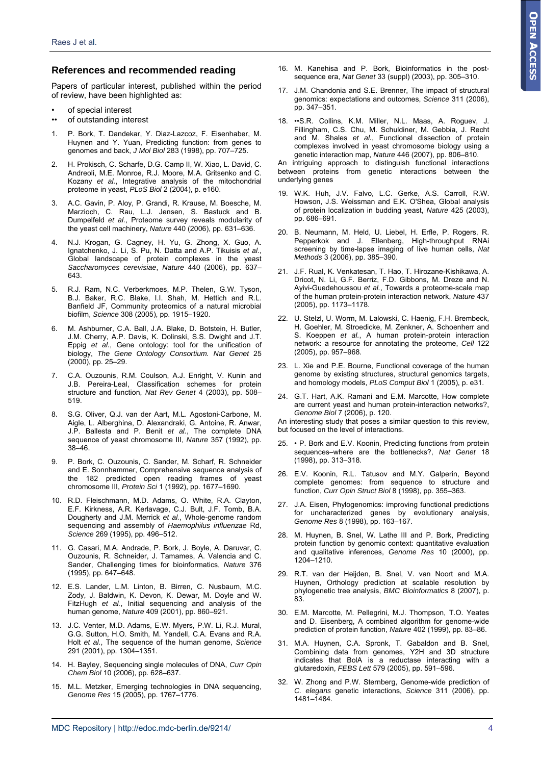## References and recommended reading

Papers of particular interest, published within the period of review, have been highlighted as:

- • of special interest
- •• of outstanding interest

1. P. Bork, T. Dandekar, Y. Diaz-Lazcoz, F. Eisenhaber, M. Huynen and Y. Yuan, Predicting function: from genes to genomes and back, *J Mol Biol* 283 (1998), pp. 707–725.
2. H. Prokisch, C. Scharfe, D.G. Camp II, W. Xiao, L. David, C. Andreoli, M.E. Monroe, R.J. Moore, M.A. Gritsenko and C. Kozany *et al.*, Integrative analysis of the mitochondrial proteome in yeast, *PLoS Biol* 2 (2004), p. e160.
3. A.C. Gavin, P. Aloy, P. Grandi, R. Krause, M. Boesche, M. Marzioch, C. Rau, L.J. Jensen, S. Bastuck and B. Dumpelfeld *et al.*, Proteome survey reveals modularity of the yeast cell machinery, *Nature* 440 (2006), pp. 631–636.
4. N.J. Krogan, G. Cagney, H. Yu, G. Zhong, X. Guo, A. Ignatchenko, J. Li, S. Pu, N. Datta and A.P. Tikuisis *et al.*, Global landscape of protein complexes in the yeast *Saccharomyces cerevisiae*, *Nature* 440 (2006), pp. 637–643.
5. R.J. Ram, N.C. Verberkmoes, M.P. Thelen, G.W. Tyson, B.J. Baker, R.C. Blake, I.I. Shah, M. Hettich and R.L. Banfield JF, Community proteomics of a natural microbial biofilm, *Science* 308 (2005), pp. 1915–1920.
6. M. Ashburner, C.A. Ball, J.A. Blake, D. Botstein, H. Butler, J.M. Cherry, A.P. Davis, K. Dolinski, S.S. Dwight and J.T. Eppig *et al.*, Gene ontology: tool for the unification of biology, *The Gene Ontology Consortium. Nat Genet* 25 (2000), pp. 25–29.
7. C.A. Ouzounis, R.M. Coulson, A.J. Enright, V. Kunin and J.B. Pereira-Leal, Classification schemes for protein structure and function, *Nat Rev Genet* 4 (2003), pp. 508–519.
8. S.G. Oliver, Q.J. van der Aart, M.L. Agostoni-Carbone, M. Aigle, L. Alberghina, D. Alexandraki, G. Antoine, R. Anwar, J.P. Ballesta and P. Benit *et al.*, The complete DNA sequence of yeast chromosome III, *Nature* 357 (1992), pp. 38–46.
9. P. Bork, C. Ouzounis, C. Sander, M. Scharf, R. Schneider and E. Sonnhammer, Comprehensive sequence analysis of the 182 predicted open reading frames of yeast chromosome III, *Protein Sci* 1 (1992), pp. 1677–1690.
10. R.D. Fleischmann, M.D. Adams, O. White, R.A. Clayton, E.F. Kirkness, A.R. Kerlavage, C.J. Bult, J.F. Tomb, B.A. Dougherty and J.M. Merrick *et al.*, Whole-genome random sequencing and assembly of *Haemophilus influenzae* Rd, *Science* 269 (1995), pp. 496–512.
11. G. Casari, M.A. Andrade, P. Bork, J. Boyle, A. Daruvar, C. Ouzounis, R. Schneider, J. Tamames, A. Valencia and C. Sander, Challenging times for bioinformatics, *Nature* 376 (1995), pp. 647–648.
12. E.S. Lander, L.M. Linton, B. Birren, C. Nusbaum, M.C. Zody, J. Baldwin, K. Devon, K. Dewar, M. Doyle and W. FitzHugh *et al.*, Initial sequencing and analysis of the human genome, *Nature* 409 (2001), pp. 860–921.
13. J.C. Venter, M.D. Adams, E.W. Myers, P.W. Li, R.J. Mural, G.G. Sutton, H.O. Smith, M. Yandell, C.A. Evans and R.A. Holt *et al.*, The sequence of the human genome, *Science* 291 (2001), pp. 1304–1351.
14. H. Bayley, Sequencing single molecules of DNA, *Curr Opin Chem Biol* 10 (2006), pp. 628–637.
15. M.L. Metzker, Emerging technologies in DNA sequencing, *Genome Res* 15 (2005), pp. 1767–1776.
16. M. Kanehisa and P. Bork, Bioinformatics in the post-sequence era, *Nat Genet* 33 (suppl) (2003), pp. 305–310.
17. J.M. Chandonia and S.E. Brenner, The impact of structural genomics: expectations and outcomes, *Science* 311 (2006), pp. 347–351.
18. ••S.R. Collins, K.M. Miller, N.L. Maas, A. Roguev, J. Fillingham, C.S. Chu, M. Schuldiner, M. Gebbia, J. Recht and M. Shales *et al.*, Functional dissection of protein complexes involved in yeast chromosome biology using a genetic interaction map, *Nature* 446 (2007), pp. 806–810.

An intriguing approach to distinguish functional interactions between proteins from genetic interactions between the underlying genes

19. W.K. Huh, J.V. Falvo, L.C. Gerke, A.S. Carroll, R.W. Howson, J.S. Weissman and E.K. O'Shea, Global analysis of protein localization in budding yeast, *Nature* 425 (2003), pp. 686–691.
20. B. Neumann, M. Held, U. Liebel, H. Erfle, P. Rogers, R. Pepperkok and J. Ellenberg, High-throughput RNAi screening by time-lapse imaging of live human cells, *Nat Methods* 3 (2006), pp. 385–390.
21. J.F. Rual, K. Venkatesan, T. Hao, T. Hirozane-Kishikawa, A. Dricot, N. Li, G.F. Berriz, F.D. Gibbons, M. Dreze and N. Ayivi-Guedehoussou *et al.*, Towards a proteome-scale map of the human protein-protein interaction network, *Nature* 437 (2005), pp. 1173–1178.
22. U. Stelzl, U. Worm, M. Lalowski, C. Haenig, F.H. Brembeck, H. Goehler, M. Stroedicke, M. Zenkner, A. Schoenherr and S. Koeppen *et al.*, A human protein-protein interaction network: a resource for annotating the proteome, *Cell* 122 (2005), pp. 957–968.
23. L. Xie and P.E. Bourne, Functional coverage of the human genome by existing structures, structural genomics targets, and homology models, *PLoS Comput Biol* 1 (2005), p. e31.
24. G.T. Hart, A.K. Ramani and E.M. Marcotte, How complete are current yeast and human protein-interaction networks?, *Genome Biol* 7 (2006), p. 120.

An interesting study that poses a similar question to this review, but focused on the level of interactions.

25. • P. Bork and E.V. Koonin, Predicting functions from protein sequences–where are the bottlenecks?, *Nat Genet* 18 (1998), pp. 313–318.
26. E.V. Koonin, R.L. Tatusov and M.Y. Galperin, Beyond complete genomes: from sequence to structure and function, *Curr Opin Struct Biol* 8 (1998), pp. 355–363.
27. J.A. Eisen, Phylogenomics: improving functional predictions for uncharacterized genes by evolutionary analysis, *Genome Res* 8 (1998), pp. 163–167.
28. M. Huynen, B. Snel, W. Lathe III and P. Bork, Predicting protein function by genomic context: quantitative evaluation and qualitative inferences, *Genome Res* 10 (2000), pp. 1204–1210.
29. R.T. van der Heijden, B. Snel, V. van Noort and M.A. Huynen, Orthology prediction at scalable resolution by phylogenetic tree analysis, *BMC Bioinformatics* 8 (2007), p. 83.
30. E.M. Marcotte, M. Pellegrini, M.J. Thompson, T.O. Yeates and D. Eisenberg, A combined algorithm for genome-wide prediction of protein function, *Nature* 402 (1999), pp. 83–86.
31. M.A. Huynen, C.A. Spronk, T. Gabaldon and B. Snel, Combining data from genomes, Y2H and 3D structure indicates that BolA is a reductase interacting with a glutaredoxin, *FEBS Lett* 579 (2005), pp. 591–596.
32. W. Zhong and P.W. Sternberg, Genome-wide prediction of *C. elegans* genetic interactions, *Science* 311 (2006), pp. 1481–1484.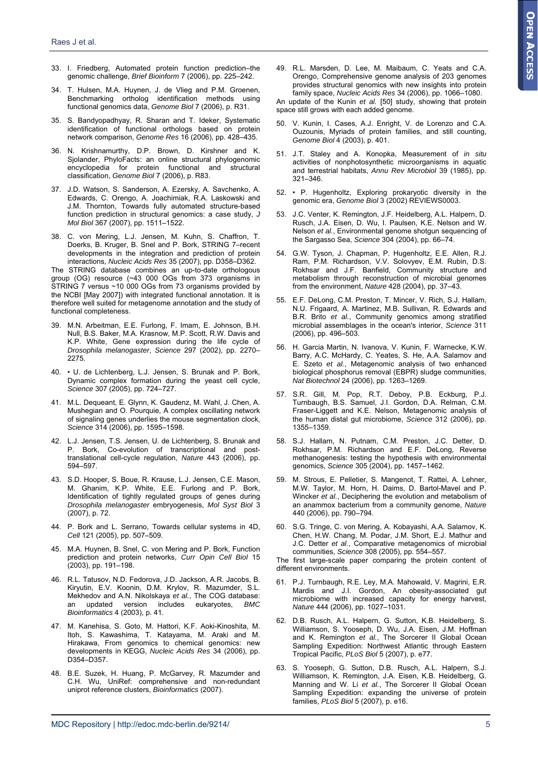33. I. Friedberg, Automated protein function prediction–the genomic challenge, *Brief Bioinform* 7 (2006), pp. 225–242.

34. T. Hulsen, M.A. Huynen, J. de Vlieg and P.M. Groenen, Benchmarking ortholog identification methods using functional genomics data, *Genome Biol* 7 (2006), p. R31.

35. S. Bandyopadhyay, R. Sharan and T. Ideker, Systematic identification of functional orthologs based on protein network comparison, *Genome Res* 16 (2006), pp. 428–435.

36. N. Krishnamurthy, D.P. Brown, D. Kirshner and K. Sjolander, PhyloFacts: an online structural phylogenomic encyclopedia for protein functional and structural classification, *Genome Biol* 7 (2006), p. R83.

37. J.D. Watson, S. Sanderson, A. Ezersky, A. Savchenko, A. Edwards, C. Orengo, A. Joachimiak, R.A. Laskowski and J.M. Thornton, Towards fully automated structure-based function prediction in structural genomics: a case study, *J Mol Biol* 367 (2007), pp. 1511–1522.

38. C. von Mering, L.J. Jensen, M. Kuhn, S. Chaffron, T. Doerks, B. Kruger, B. Snel and P. Bork, STRING 7–recent developments in the integration and prediction of protein interactions, *Nucleic Acids Res* 35 (2007), pp. D358–D362.

The STRING database combines an up-to-date orthologous group (OG) resource (~43 000 OGs from 373 organisms in STRING 7 versus ~10 000 OGs from 73 organisms provided by the NCBI [May 2007]) with integrated functional annotation. It is therefore well suited for metagenome annotation and the study of functional completeness.

39. M.N. Arbeitman, E.E. Furlong, F. Imam, E. Johnson, B.H. Null, B.S. Baker, M.A. Krasnow, M.P. Scott, R.W. Davis and K.P. White, Gene expression during the life cycle of *Drosophila melanogaster*, *Science* 297 (2002), pp. 2270–2275.

40. • U. de Lichtenberg, L.J. Jensen, S. Brunak and P. Bork, Dynamic complex formation during the yeast cell cycle, *Science* 307 (2005), pp. 724–727.

41. M.L. Dequeant, E. Glynn, K. Gaudenz, M. Wahl, J. Chen, A. Mushegian and O. Pourquie, A complex oscillating network of signaling genes underlies the mouse segmentation clock, *Science* 314 (2006), pp. 1595–1598.

42. L.J. Jensen, T.S. Jensen, U. de Lichtenberg, S. Brunak and P. Bork, Co-evolution of transcriptional and post-translational cell-cycle regulation, *Nature* 443 (2006), pp. 594–597.

43. S.D. Hooper, S. Boue, R. Krause, L.J. Jensen, C.E. Mason, M. Ghanim, K.P. White, E.E. Furlong and P. Bork, Identification of tightly regulated groups of genes during *Drosophila melanogaster* embryogenesis, *Mol Syst Biol* 3 (2007), p. 72.

44. P. Bork and L. Serrano, Towards cellular systems in 4D, *Cell* 121 (2005), pp. 507–509.

45. M.A. Huynen, B. Snel, C. von Mering and P. Bork, Function prediction and protein networks, *Curr Opin Cell Biol* 15 (2003), pp. 191–198.

46. R.L. Tatusov, N.D. Fedorova, J.D. Jackson, A.R. Jacobs, B. Kiryutin, E.V. Koonin, D.M. Krylov, R. Mazumder, S.L. Mekhedov and A.N. Nikolskaya *et al.*, The COG database: an updated version includes eukaryotes, *BMC Bioinformatics* 4 (2003), p. 41.

47. M. Kanehisa, S. Goto, M. Hattori, K.F. Aoki-Kinoshita, M. Itoh, S. Kawashima, T. Katayama, M. Araki and M. Hirakawa, From genomics to chemical genomics: new developments in KEGG, *Nucleic Acids Res* 34 (2006), pp. D354–D357.

48. B.E. Suzek, H. Huang, P. McGarvey, R. Mazumder and C.H. Wu, UniRef: comprehensive and non-redundant uniprot reference clusters, *Bioinformatics* (2007).

49. R.L. Marsden, D. Lee, M. Maibaum, C. Yeats and C.A. Orengo, Comprehensive genome analysis of 203 genomes provides structural genomics with new insights into protein family space, *Nucleic Acids Res* 34 (2006), pp. 1066–1080.

An update of the Kunin *et al.* [50] study, showing that protein space still grows with each added genome.

50. V. Kunin, I. Cases, A.J. Enright, V. de Lorenzo and C.A. Ouzounis, Myriads of protein families, and still counting, *Genome Biol* 4 (2003), p. 401.

51. J.T. Staley and A. Konopka, Measurement of *in situ* activities of nonphotosynthetic microorganisms in aquatic and terrestrial habitats, *Annu Rev Microbiol* 39 (1985), pp. 321–346.

52. • P. Hugenholtz, Exploring prokaryotic diversity in the genomic era, *Genome Biol* 3 (2002) REVIEWS0003.

53. J.C. Venter, K. Remington, J.F. Heidelberg, A.L. Halpern, D. Rusch, J.A. Eisen, D. Wu, I. Paulsen, K.E. Nelson and W. Nelson *et al.*, Environmental genome shotgun sequencing of the Sargasso Sea, *Science* 304 (2004), pp. 66–74.

54. G.W. Tyson, J. Chapman, P. Hugenholtz, E.E. Allen, R.J. Ram, P.M. Richardson, V.V. Solovyev, E.M. Rubin, D.S. Rokhsar and J.F. Banfield, Community structure and metabolism through reconstruction of microbial genomes from the environment, *Nature* 428 (2004), pp. 37–43.

55. E.F. DeLong, C.M. Preston, T. Mincer, V. Rich, S.J. Hallam, N.U. Frigaard, A. Martinez, M.B. Sullivan, R. Edwards and B.R. Brito *et al.*, Community genomics among stratified microbial assemblages in the ocean's interior, *Science* 311 (2006), pp. 496–503.

56. H. Garcia Martin, N. Ivanova, V. Kunin, F. Warnecke, K.W. Barry, A.C. McHardy, C. Yeates, S. He, A.A. Salamov and E. Szeto *et al.*, Metagenomic analysis of two enhanced biological phosphorus removal (EBPR) sludge communities, *Nat Biotechnol* 24 (2006), pp. 1263–1269.

57. S.R. Gill, M. Pop, R.T. Deboy, P.B. Eckburg, P.J. Turnbaugh, B.S. Samuel, J.I. Gordon, D.A. Relman, C.M. Fraser-Liggett and K.E. Nelson, Metagenomic analysis of the human distal gut microbiome, *Science* 312 (2006), pp. 1355–1359.

58. S.J. Hallam, N. Putnam, C.M. Preston, J.C. Detter, D. Rokhsar, P.M. Richardson and E.F. DeLong, Reverse methanogenesis: testing the hypothesis with environmental genomics, *Science* 305 (2004), pp. 1457–1462.

59. M. Strous, E. Pelletier, S. Mangenot, T. Rattei, A. Lehner, M.W. Taylor, M. Horn, H. Daims, D. Bartol-Mavel and P. Wincker *et al.*, Deciphering the evolution and metabolism of an anammox bacterium from a community genome, *Nature* 440 (2006), pp. 790–794.

60. S.G. Tringe, C. von Mering, A. Kobayashi, A.A. Salamov, K. Chen, H.W. Chang, M. Podar, J.M. Short, E.J. Mathur and J.C. Detter *et al.*, Comparative metagenomics of microbial communities, *Science* 308 (2005), pp. 554–557.

The first large-scale paper comparing the protein content of different environments.

61. P.J. Turnbaugh, R.E. Ley, M.A. Mahowald, V. Magrini, E.R. Mardis and J.I. Gordon, An obesity-associated gut microbiome with increased capacity for energy harvest, *Nature* 444 (2006), pp. 1027–1031.

62. D.B. Rusch, A.L. Halpern, G. Sutton, K.B. Heidelberg, S. Williamson, S. Yooseph, D. Wu, J.A. Eisen, J.M. Hoffman and K. Remington *et al.*, The Sorcerer II Global Ocean Sampling Expedition: Northwest Atlantic through Eastern Tropical Pacific, *PLoS Biol* 5 (2007), p. e77.

63. S. Yooseph, G. Sutton, D.B. Rusch, A.L. Halpern, S.J. Williamson, K. Remington, J.A. Eisen, K.B. Heidelberg, G. Manning and W. Li *et al.*, The Sorcerer II Global Ocean Sampling Expedition: expanding the universe of protein families, *PLoS Biol* 5 (2007), p. e16.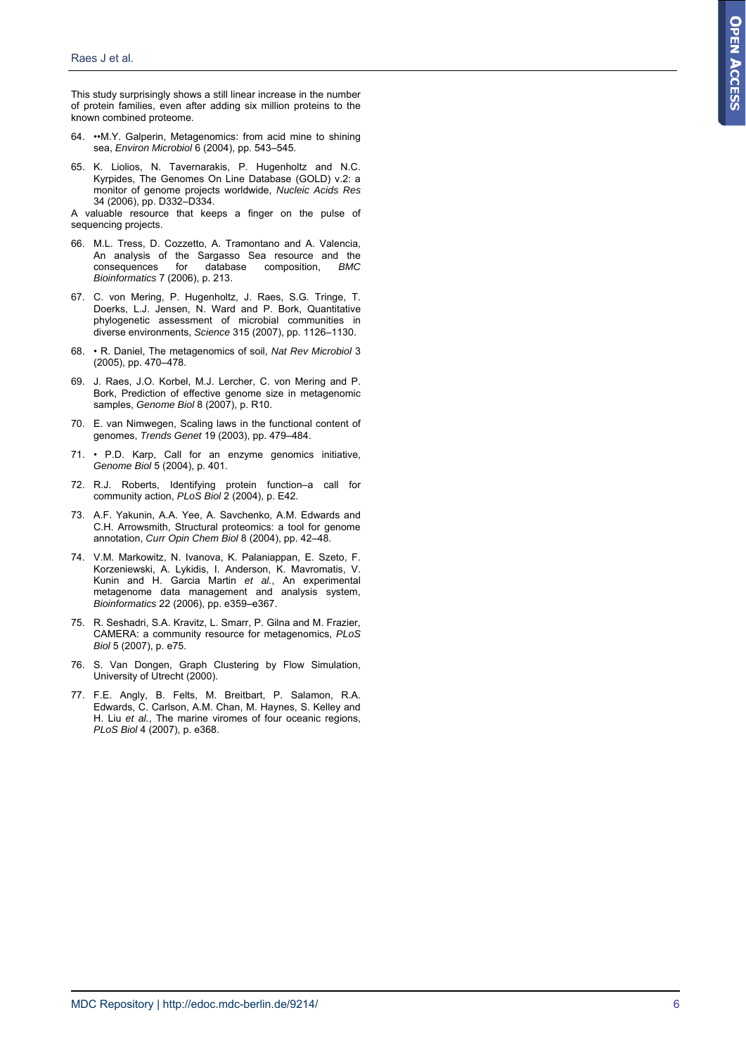This study surprisingly shows a still linear increase in the number of protein families, even after adding six million proteins to the known combined proteome.

64. ••M.Y. Galperin, Metagenomics: from acid mine to shining sea, *Environ Microbiol* 6 (2004), pp. 543–545.

65. K. Liolios, N. Tavernarakis, P. Hugenholtz and N.C. Kyrpides, The Genomes On Line Database (GOLD) v.2: a monitor of genome projects worldwide, *Nucleic Acids Res* 34 (2006), pp. D332–D334.

A valuable resource that keeps a finger on the pulse of sequencing projects.

66. M.L. Tress, D. Cozzetto, A. Tramontano and A. Valencia, An analysis of the Sargasso Sea resource and the consequences for database composition, *BMC Bioinformatics* 7 (2006), p. 213.

67. C. von Mering, P. Hugenholtz, J. Raes, S.G. Tringe, T. Doerks, L.J. Jensen, N. Ward and P. Bork, Quantitative phylogenetic assessment of microbial communities in diverse environments, *Science* 315 (2007), pp. 1126–1130.

68. • R. Daniel, The metagenomics of soil, *Nat Rev Microbiol* 3 (2005), pp. 470–478.

69. J. Raes, J.O. Korbel, M.J. Lercher, C. von Mering and P. Bork, Prediction of effective genome size in metagenomic samples, *Genome Biol* 8 (2007), p. R10.

70. E. van Nimwegen, Scaling laws in the functional content of genomes, *Trends Genet* 19 (2003), pp. 479–484.

71. • P.D. Karp, Call for an enzyme genomics initiative, *Genome Biol* 5 (2004), p. 401.

72. R.J. Roberts, Identifying protein function–a call for community action, *PLoS Biol* 2 (2004), p. E42.

73. A.F. Yakunin, A.A. Yee, A. Savchenko, A.M. Edwards and C.H. Arrowsmith, Structural proteomics: a tool for genome annotation, *Curr Opin Chem Biol* 8 (2004), pp. 42–48.

74. V.M. Markowitz, N. Ivanova, K. Palaniappan, E. Szeto, F. Korzeniewski, A. Lykidis, I. Anderson, K. Mavromatis, V. Kunin and H. Garcia Martin *et al.*, An experimental metagenome data management and analysis system, *Bioinformatics* 22 (2006), pp. e359–e367.

75. R. Seshadri, S.A. Kravitz, L. Smarr, P. Gilna and M. Frazier, CAMERA: a community resource for metagenomics, *PLoS Biol* 5 (2007), p. e75.

76. S. Van Dongen, Graph Clustering by Flow Simulation, University of Utrecht (2000).

77. F.E. Angly, B. Felts, M. Breitbart, P. Salamon, R.A. Edwards, C. Carlson, A.M. Chan, M. Haynes, S. Kelley and H. Liu *et al.*, The marine viromes of four oceanic regions, *PLoS Biol* 4 (2007), p. e368.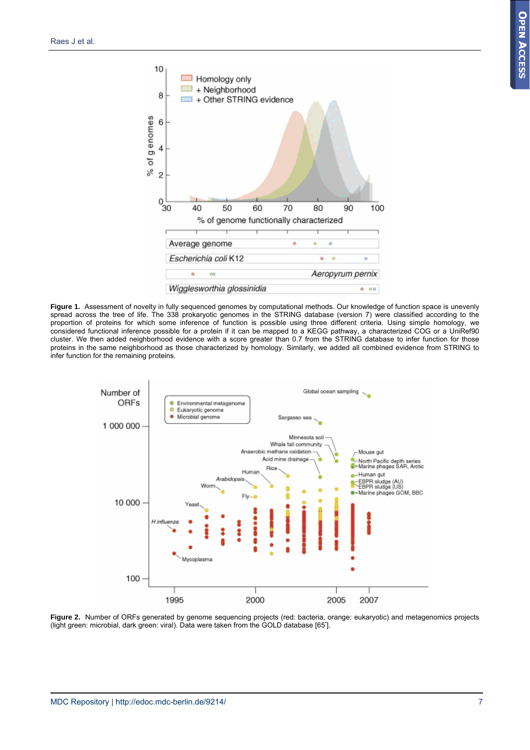**Figure 1.** Assessment of novelty in fully sequenced genomes by computational methods. Our knowledge of function space is unevenly spread across the tree of life. The 338 prokaryotic genomes in the STRING database (version 7) were classified according to the proportion of proteins for which some inference of function is possible using three different criteria. Using simple homology, we considered functional inference possible for a protein if it can be mapped to a KEGG pathway, a characterized COG or a UniRef90 cluster. We then added neighborhood evidence with a score greater than 0.7 from the STRING database to infer function for those proteins in the same neighborhood as those characterized by homology. Similarly, we added all combined evidence from STRING to infer function for the remaining proteins.

**Figure 2.** Number of ORFs generated by genome sequencing projects (red: bacteria, orange: eukaryotic) and metagenomics projects (light green: microbial, dark green: viral). Data were taken from the GOLD database [65'].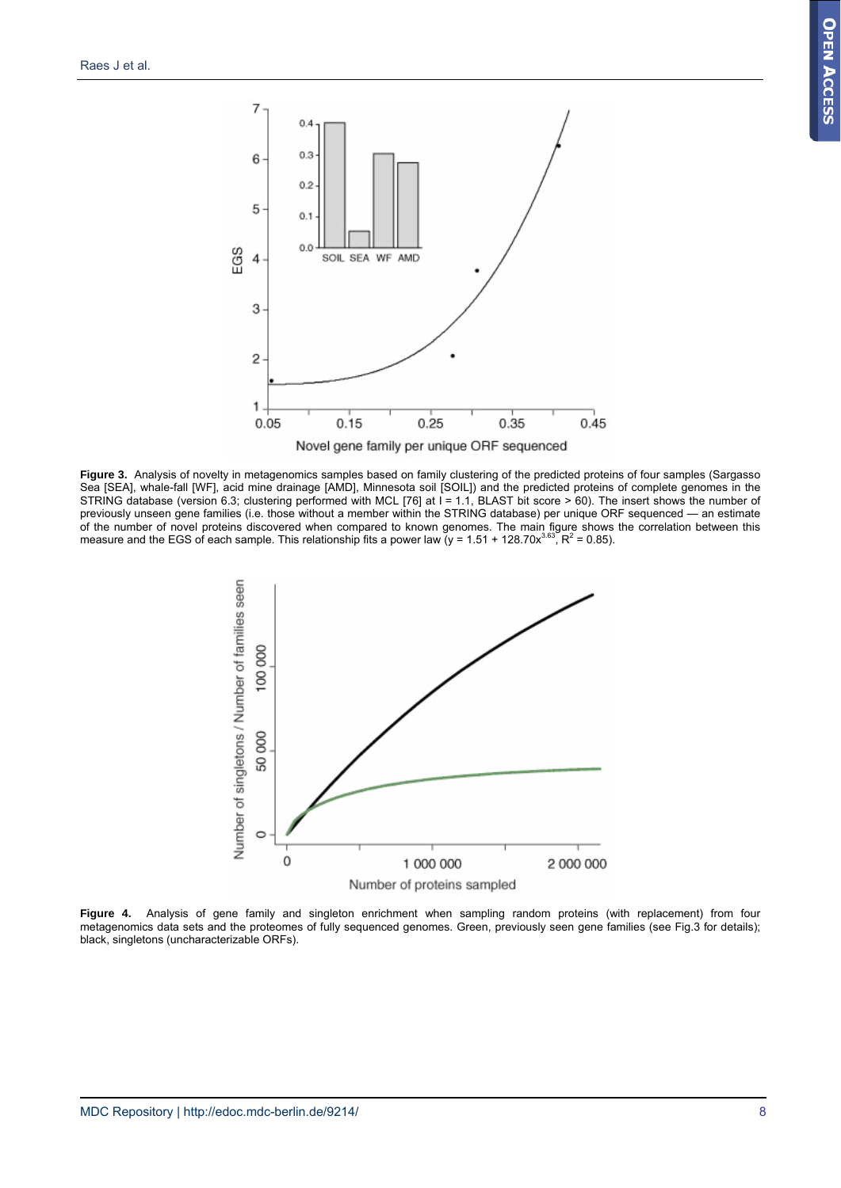**Figure 3.** Analysis of novelty in metagenomics samples based on family clustering of the predicted proteins of four samples (Sargasso Sea [SEA], whale-fall [WF], acid mine drainage [AMD], Minnesota soil [SOIL]) and the predicted proteins of complete genomes in the STRING database (version 6.3; clustering performed with MCL [76] at I = 1.1, BLAST bit score > 60). The insert shows the number of previously unseen gene families (i.e. those without a member within the STRING database) per unique ORF sequenced — an estimate of the number of novel proteins discovered when compared to known genomes. The main figure shows the correlation between this measure and the EGS of each sample. This relationship fits a power law ($y = 1.51 + 128.70x^{3.63}$, $R^2 = 0.85$).

**Figure 4.** Analysis of gene family and singleton enrichment when sampling random proteins (with replacement) from four metagenomics data sets and the proteomes of fully sequenced genomes. Green, previously seen gene families (see Fig.3 for details); black, singletons (uncharacterizable ORFs).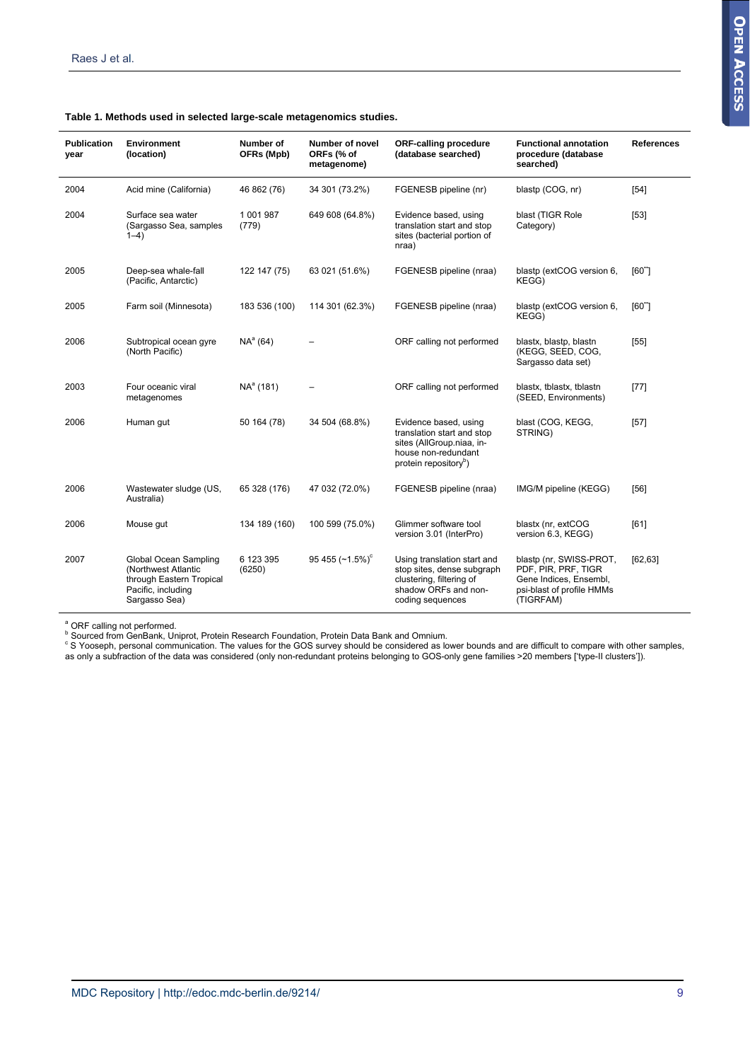**Table 1. Methods used in selected large-scale metagenomics studies.**

| Publication year | Environment (location) | Number of OFRs (Mpb) | Number of novel ORFs (% of metagenome) | ORF-calling procedure (database searched) | Functional annotation procedure (database searched) | References |
|---|---|---|---|---|---|---|
| 2004 | Acid mine (California) | 46 862 (76) | 34 301 (73.2%) | FGENESB pipeline (nr) | blastp (COG, nr) | [54] |
| 2004 | Surface sea water (Sargasso Sea, samples 1–4) | 1 001 987 (779) | 649 608 (64.8%) | Evidence based, using translation start and stop sites (bacterial portion of nraa) | blast (TIGR Role Category) | [53] |
| 2005 | Deep-sea whale-fall (Pacific, Antarctic) | 122 147 (75) | 63 021 (51.6%) | FGENESB pipeline (nraa) | blastp (extCOG version 6, KEGG) | [60**] |
| 2005 | Farm soil (Minnesota) | 183 536 (100) | 114 301 (62.3%) | FGENESB pipeline (nraa) | blastp (extCOG version 6, KEGG) | [60**] |
| 2006 | Subtropical ocean gyre (North Pacific) | NA[a] (64) | – | ORF calling not performed | blastx, blastp, blastn (KEGG, SEED, COG, Sargasso data set) | [55] |
| 2003 | Four oceanic viral metagenomes | NA[a] (181) | – | ORF calling not performed | blastx, tblastx, tblastn (SEED, Environments) | [77] |
| 2006 | Human gut | 50 164 (78) | 34 504 (68.8%) | Evidence based, using translation start and stop sites (AllGroup.niaa, in-house non-redundant protein repository[b]) | blast (COG, KEGG, STRING) | [57] |
| 2006 | Wastewater sludge (US, Australia) | 65 328 (176) | 47 032 (72.0%) | FGENESB pipeline (nraa) | IMG/M pipeline (KEGG) | [56] |
| 2006 | Mouse gut | 134 189 (160) | 100 599 (75.0%) | Glimmer software tool version 3.01 (InterPro) | blastx (nr, extCOG version 6.3, KEGG) | [61] |
| 2007 | Global Ocean Sampling (Northwest Atlantic through Eastern Tropical Pacific, including Sargasso Sea) | 6 123 395 (6250) | 95 455 (~1.5%)[c] | Using translation start and stop sites, dense subgraph clustering, filtering of shadow ORFs and non-coding sequences | blastp (nr, SWISS-PROT, PDF, PIR, PRF, TIGR Gene Indices, Ensembl, psi-blast of profile HMMs (TIGRFAM) | [62,63] |

[a] ORF calling not performed.
[b] Sourced from GenBank, Uniprot, Protein Research Foundation, Protein Data Bank and Omnium.
[c] S Yooseph, personal communication. The values for the GOS survey should be considered as lower bounds and are difficult to compare with other samples, as only a subfraction of the data was considered (only non-redundant proteins belonging to GOS-only gene families >20 members ['type-II clusters']).